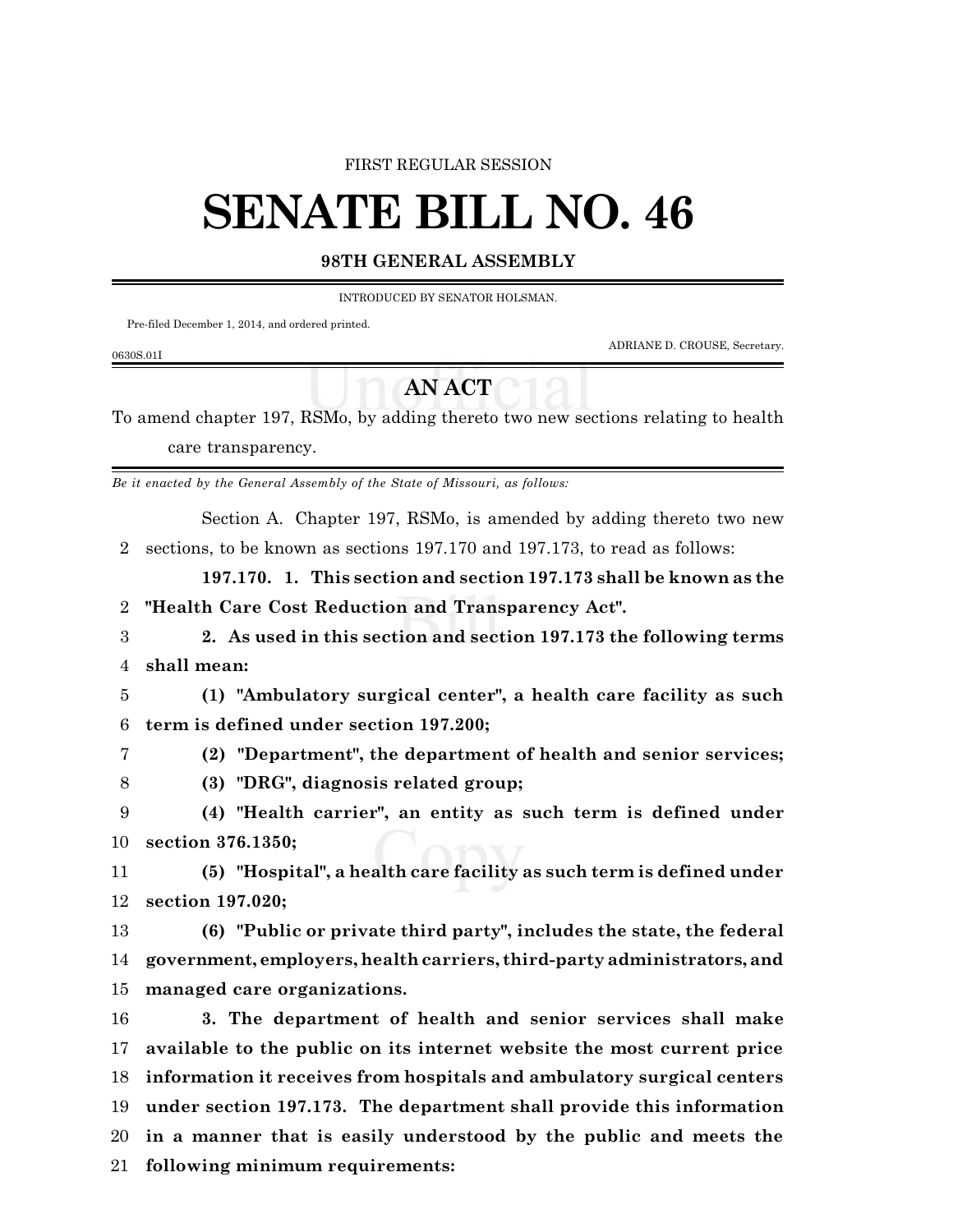FIRST REGULAR SESSION

# SENATE BILL NO. 46

**98TH GENERAL ASSEMBLY**

INTRODUCED BY SENATOR HOLSMAN.

Pre-filed December 1, 2014, and ordered printed.

ADRIANE D. CROUSE, Secretary.

0630S.01I

## AN ACT

To amend chapter 197, RSMo, by adding thereto two new sections relating to health care transparency.

*Be it enacted by the General Assembly of the State of Missouri, as follows:*

Section A. Chapter 197, RSMo, is amended by adding thereto two new sections, to be known as sections 197.170 and 197.173, to read as follows:

**197.170. 1. This section and section 197.173 shall be known as the "Health Care Cost Reduction and Transparency Act".**

**2. As used in this section and section 197.173 the following terms shall mean:**

**(1) "Ambulatory surgical center", a health care facility as such term is defined under section 197.200;**

**(2) "Department", the department of health and senior services;**

**(3) "DRG", diagnosis related group;**

**(4) "Health carrier", an entity as such term is defined under section 376.1350;**

**(5) "Hospital", a health care facility as such term is defined under section 197.020;**

**(6) "Public or private third party", includes the state, the federal government, employers, health carriers, third-party administrators, and managed care organizations.**

**3. The department of health and senior services shall make available to the public on its internet website the most current price information it receives from hospitals and ambulatory surgical centers under section 197.173. The department shall provide this information in a manner that is easily understood by the public and meets the following minimum requirements:**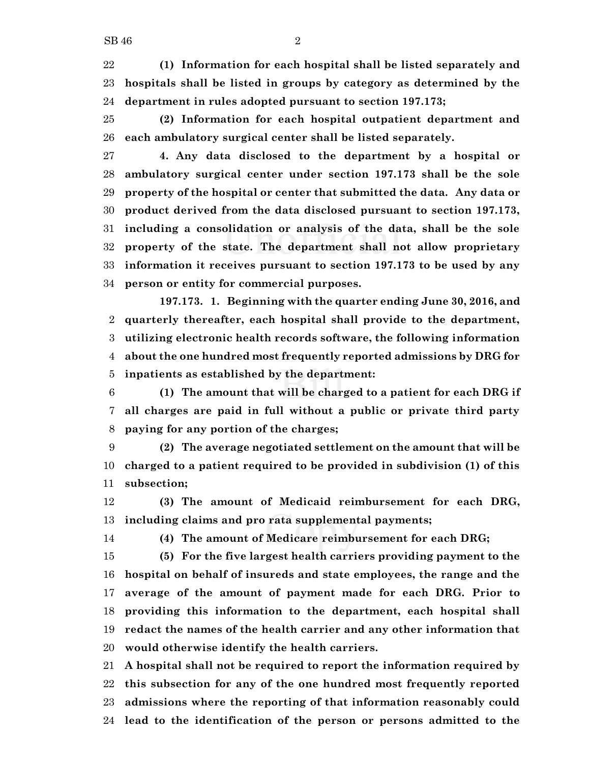**(1) Information for each hospital shall be listed separately and hospitals shall be listed in groups by category as determined by the department in rules adopted pursuant to section 197.173;**

**(2) Information for each hospital outpatient department and each ambulatory surgical center shall be listed separately.**

**4. Any data disclosed to the department by a hospital or ambulatory surgical center under section 197.173 shall be the sole property of the hospital or center that submitted the data. Any data or product derived from the data disclosed pursuant to section 197.173, including a consolidation or analysis of the data, shall be the sole property of the state. The department shall not allow proprietary information it receives pursuant to section 197.173 to be used by any person or entity for commercial purposes.**

**197.173. 1. Beginning with the quarter ending June 30, 2016, and quarterly thereafter, each hospital shall provide to the department, utilizing electronic health records software, the following information about the one hundred most frequently reported admissions by DRG for inpatients as established by the department:**

**(1) The amount that will be charged to a patient for each DRG if all charges are paid in full without a public or private third party paying for any portion of the charges;**

**(2) The average negotiated settlement on the amount that will be charged to a patient required to be provided in subdivision (1) of this subsection;**

**(3) The amount of Medicaid reimbursement for each DRG, including claims and pro rata supplemental payments;**

**(4) The amount of Medicare reimbursement for each DRG;**

**(5) For the five largest health carriers providing payment to the hospital on behalf of insureds and state employees, the range and the average of the amount of payment made for each DRG. Prior to providing this information to the department, each hospital shall redact the names of the health carrier and any other information that would otherwise identify the health carriers.**

**A hospital shall not be required to report the information required by this subsection for any of the one hundred most frequently reported admissions where the reporting of that information reasonably could lead to the identification of the person or persons admitted to the**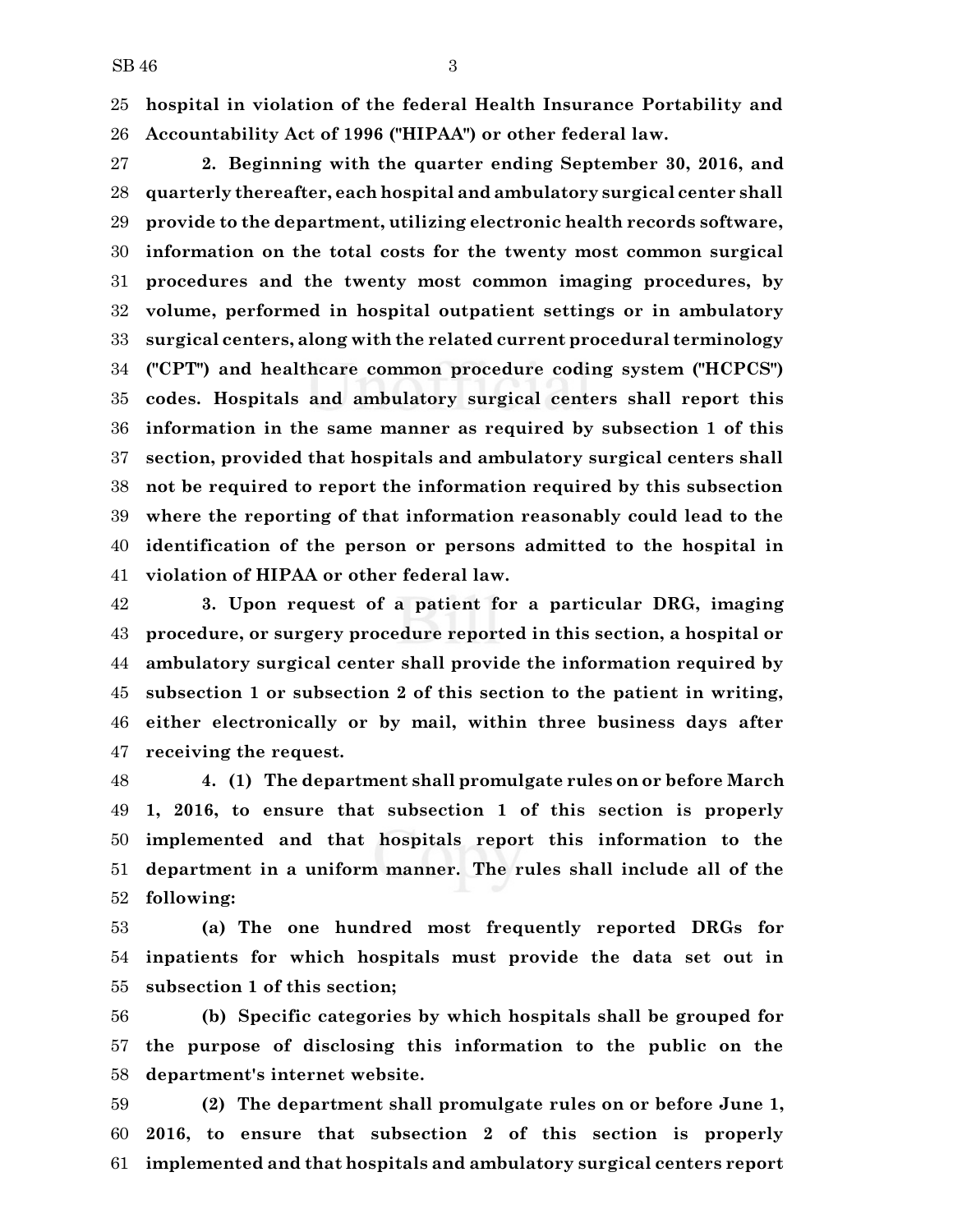**hospital in violation of the federal Health Insurance Portability and Accountability Act of 1996 ("HIPAA") or other federal law.**

**2. Beginning with the quarter ending September 30, 2016, and quarterly thereafter, each hospital and ambulatory surgical center shall provide to the department, utilizing electronic health records software, information on the total costs for the twenty most common surgical procedures and the twenty most common imaging procedures, by volume, performed in hospital outpatient settings or in ambulatory surgical centers, along with the related current procedural terminology ("CPT") and healthcare common procedure coding system ("HCPCS") codes. Hospitals and ambulatory surgical centers shall report this information in the same manner as required by subsection 1 of this section, provided that hospitals and ambulatory surgical centers shall not be required to report the information required by this subsection where the reporting of that information reasonably could lead to the identification of the person or persons admitted to the hospital in violation of HIPAA or other federal law.**

**3. Upon request of a patient for a particular DRG, imaging procedure, or surgery procedure reported in this section, a hospital or ambulatory surgical center shall provide the information required by subsection 1 or subsection 2 of this section to the patient in writing, either electronically or by mail, within three business days after receiving the request.**

**4. (1) The department shall promulgate rules on or before March 1, 2016, to ensure that subsection 1 of this section is properly implemented and that hospitals report this information to the department in a uniform manner. The rules shall include all of the following:**

**(a) The one hundred most frequently reported DRGs for inpatients for which hospitals must provide the data set out in subsection 1 of this section;**

**(b) Specific categories by which hospitals shall be grouped for the purpose of disclosing this information to the public on the department's internet website.**

**(2) The department shall promulgate rules on or before June 1, 2016, to ensure that subsection 2 of this section is properly implemented and that hospitals and ambulatory surgical centers report**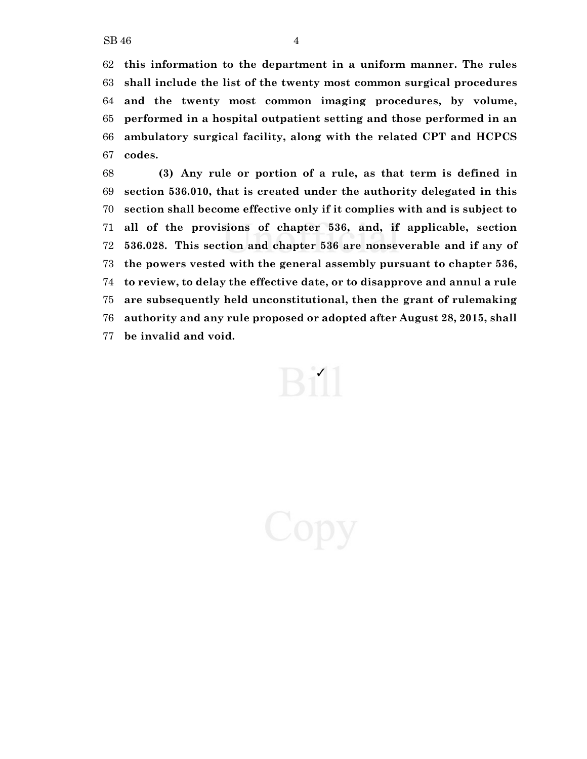**this information to the department in a uniform manner. The rules shall include the list of the twenty most common surgical procedures and the twenty most common imaging procedures, by volume, performed in a hospital outpatient setting and those performed in an ambulatory surgical facility, along with the related CPT and HCPCS codes.**

**(3) Any rule or portion of a rule, as that term is defined in section 536.010, that is created under the authority delegated in this section shall become effective only if it complies with and is subject to all of the provisions of chapter 536, and, if applicable, section 536.028. This section and chapter 536 are nonseverable and if any of the powers vested with the general assembly pursuant to chapter 536, to review, to delay the effective date, or to disapprove and annul a rule are subsequently held unconstitutional, then the grant of rulemaking authority and any rule proposed or adopted after August 28, 2015, shall be invalid and void.**

✓